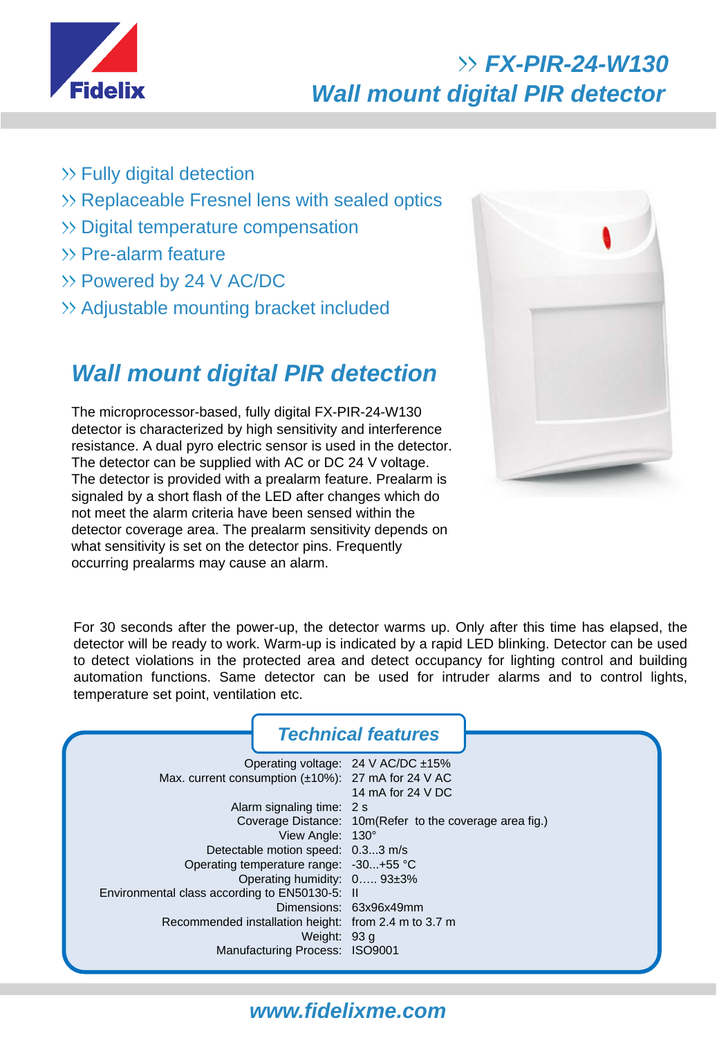# FX-PIR-24-W130
# Wall mount digital PIR detector

- Fully digital detection
- Replaceable Fresnel lens with sealed optics
- Digital temperature compensation
- Pre-alarm feature
- Powered by 24 V AC/DC
- Adjustable mounting bracket included

## Wall mount digital PIR detection

The microprocessor-based, fully digital FX-PIR-24-W130 detector is characterized by high sensitivity and interference resistance. A dual pyro electric sensor is used in the detector. The detector can be supplied with AC or DC 24 V voltage. The detector is provided with a prealarm feature. Prealarm is signaled by a short flash of the LED after changes which do not meet the alarm criteria have been sensed within the detector coverage area. The prealarm sensitivity depends on what sensitivity is set on the detector pins. Frequently occurring prealarms may cause an alarm.

For 30 seconds after the power-up, the detector warms up. Only after this time has elapsed, the detector will be ready to work. Warm-up is indicated by a rapid LED blinking. Detector can be used to detect violations in the protected area and detect occupancy for lighting control and building automation functions. Same detector can be used for intruder alarms and to control lights, temperature set point, ventilation etc.

## Technical features

| | |
|---|---|
| Operating voltage: | 24 V AC/DC ±15% |
| Max. current consumption (±10%): | 27 mA for 24 V AC<br>14 mA for 24 V DC |
| Alarm signaling time: | 2 s |
| Coverage Distance: | 10m(Refer to the coverage area fig.) |
| View Angle: | 130° |
| Detectable motion speed: | 0.3...3 m/s |
| Operating temperature range: | -30...+55 °C |
| Operating humidity: | 0….. 93±3% |
| Environmental class according to EN50130-5: | II |
| Dimensions: | 63x96x49mm |
| Recommended installation height: | from 2.4 m to 3.7 m |
| Weight: | 93 g |
| Manufacturing Process: | ISO9001 |

www.fidelixme.com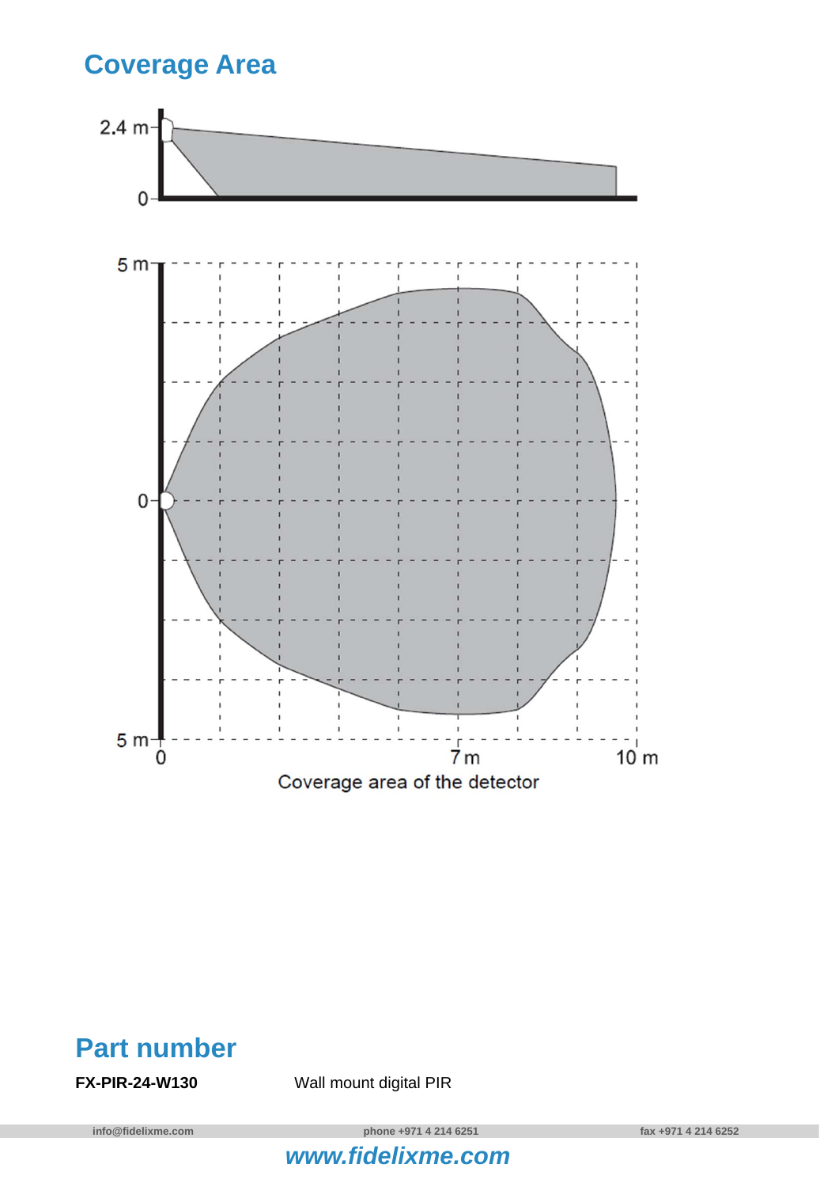## Coverage Area

2.4 m

0

5 m

0

5 m

0

7 m

10 m

Coverage area of the detector

## Part number

| | |
|---|---|
| **FX-PIR-24-W130** | Wall mount digital PIR |